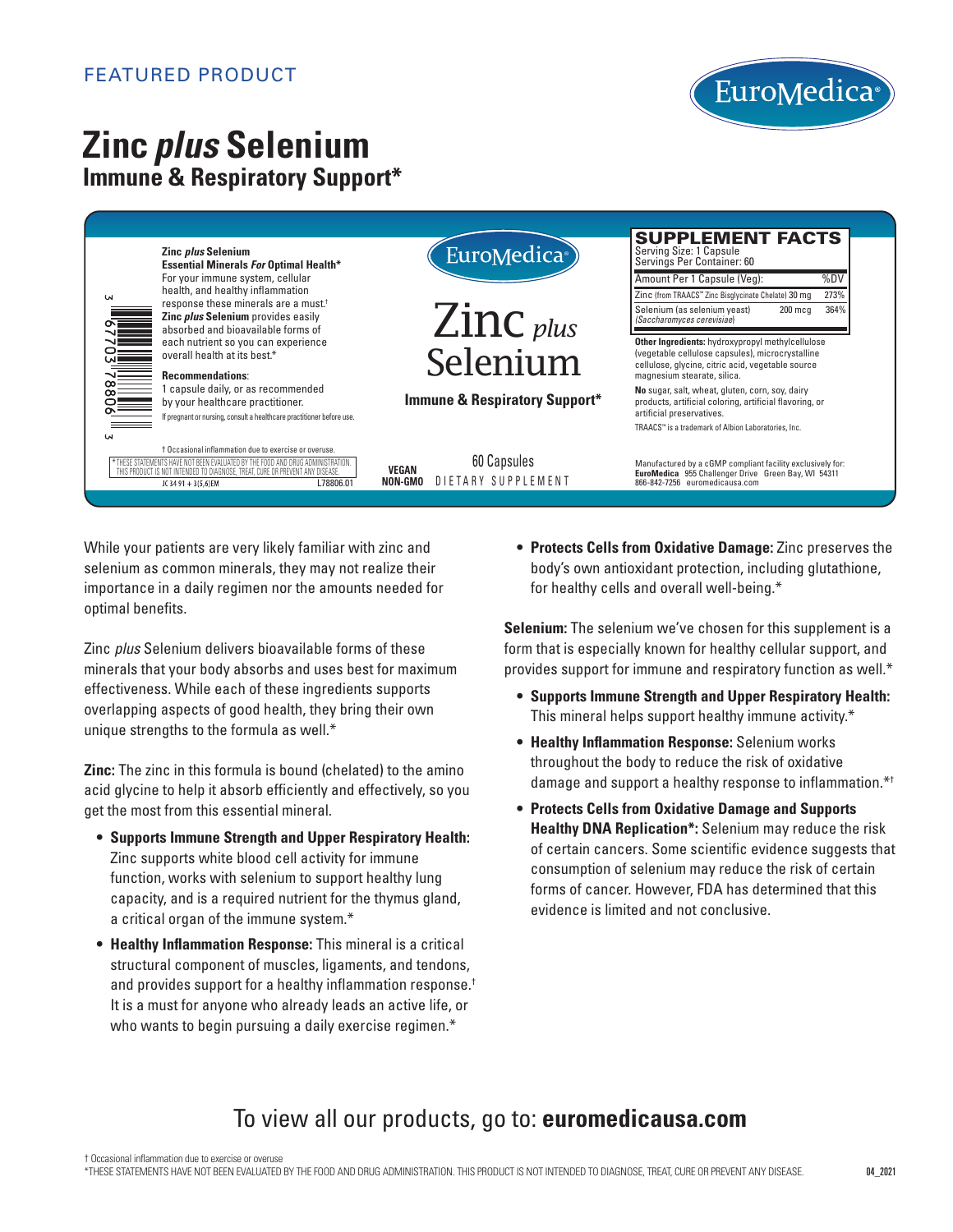FEATURED PRODUCT

EuroMedica®

# Zinc *plus* Selenium

## Immune & Respiratory Support*

**Zinc *plus* Selenium**
**Essential Minerals *For* Optimal Health***
For your immune system, cellular health, and healthy inflammation response these minerals are a must.†
**Zinc *plus* Selenium** provides easily absorbed and bioavailable forms of each nutrient so you can experience overall health at its best.*

**Recommendations**:
1 capsule daily, or as recommended by your healthcare practitioner.
If pregnant or nursing, consult a healthcare practitioner before use.

† Occasional inflammation due to exercise or overuse.
* THESE STATEMENTS HAVE NOT BEEN EVALUATED BY THE FOOD AND DRUG ADMINISTRATION. THIS PRODUCT IS NOT INTENDED TO DIAGNOSE, TREAT, CURE OR PREVENT ANY DISEASE.
JC 34 91 + 3(5,6)EM L78806.01

3 67703 78806 3

EuroMedica®

Zinc *plus* Selenium

**Immune & Respiratory Support***

**VEGAN**
**NON-GMO**

60 Capsules
DIETARY SUPPLEMENT

**SUPPLEMENT FACTS**
Serving Size: 1 Capsule
Servings Per Container: 60

| Amount Per 1 Capsule (Veg): | | %DV |
|---|---|---|
| Zinc (from TRAACS™ Zinc Bisglycinate Chelate) | 30 mg | 273% |
| Selenium (as selenium yeast) *(Saccharomyces cerevisiae)* | 200 mcg | 364% |

**Other Ingredients:** hydroxypropyl methylcellulose (vegetable cellulose capsules), microcrystalline cellulose, glycine, citric acid, vegetable source magnesium stearate, silica.

**No** sugar, salt, wheat, gluten, corn, soy, dairy products, artificial coloring, artificial flavoring, or artificial preservatives.

TRAACS™ is a trademark of Albion Laboratories, Inc.

Manufactured by a cGMP compliant facility exclusively for:
**EuroMedica** 955 Challenger Drive Green Bay, WI 54311
866-842-7256 euromedicausa.com

While your patients are very likely familiar with zinc and selenium as common minerals, they may not realize their importance in a daily regimen nor the amounts needed for optimal benefits.

Zinc *plus* Selenium delivers bioavailable forms of these minerals that your body absorbs and uses best for maximum effectiveness. While each of these ingredients supports overlapping aspects of good health, they bring their own unique strengths to the formula as well.*

**Zinc:** The zinc in this formula is bound (chelated) to the amino acid glycine to help it absorb efficiently and effectively, so you get the most from this essential mineral.

- **Supports Immune Strength and Upper Respiratory Health:** Zinc supports white blood cell activity for immune function, works with selenium to support healthy lung capacity, and is a required nutrient for the thymus gland, a critical organ of the immune system.*
- **Healthy Inflammation Response:** This mineral is a critical structural component of muscles, ligaments, and tendons, and provides support for a healthy inflammation response.† It is a must for anyone who already leads an active life, or who wants to begin pursuing a daily exercise regimen.*
- **Protects Cells from Oxidative Damage:** Zinc preserves the body's own antioxidant protection, including glutathione, for healthy cells and overall well-being.*

**Selenium:** The selenium we've chosen for this supplement is a form that is especially known for healthy cellular support, and provides support for immune and respiratory function as well.*

- **Supports Immune Strength and Upper Respiratory Health:** This mineral helps support healthy immune activity.*
- **Healthy Inflammation Response:** Selenium works throughout the body to reduce the risk of oxidative damage and support a healthy response to inflammation.*†
- **Protects Cells from Oxidative Damage and Supports Healthy DNA Replication*:** Selenium may reduce the risk of certain cancers. Some scientific evidence suggests that consumption of selenium may reduce the risk of certain forms of cancer. However, FDA has determined that this evidence is limited and not conclusive.

To view all our products, go to: **euromedicausa.com**

† Occasional inflammation due to exercise or overuse
*THESE STATEMENTS HAVE NOT BEEN EVALUATED BY THE FOOD AND DRUG ADMINISTRATION. THIS PRODUCT IS NOT INTENDED TO DIAGNOSE, TREAT, CURE OR PREVENT ANY DISEASE.

04_2021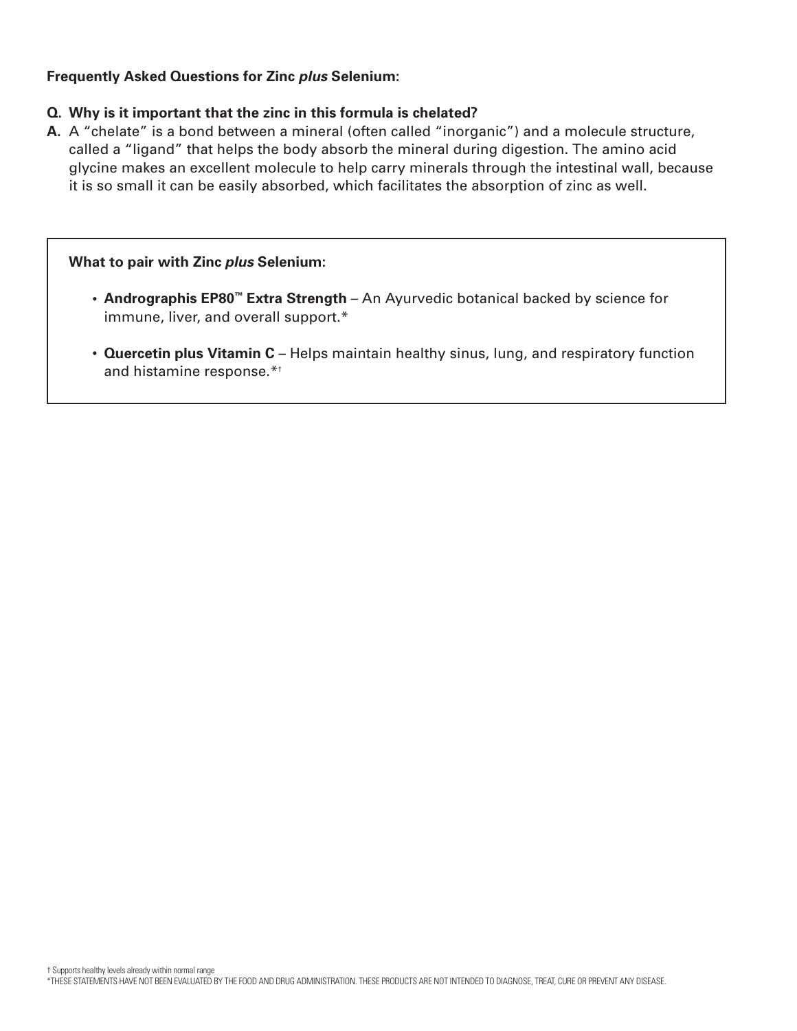**Frequently Asked Questions for Zinc *plus* Selenium:**

**Q. Why is it important that the zinc in this formula is chelated?**

**A.** A "chelate" is a bond between a mineral (often called "inorganic") and a molecule structure, called a "ligand" that helps the body absorb the mineral during digestion. The amino acid glycine makes an excellent molecule to help carry minerals through the intestinal wall, because it is so small it can be easily absorbed, which facilitates the absorption of zinc as well.

**What to pair with Zinc *plus* Selenium:**

- **Andrographis EP80™ Extra Strength** – An Ayurvedic botanical backed by science for immune, liver, and overall support.*
- **Quercetin plus Vitamin C** – Helps maintain healthy sinus, lung, and respiratory function and histamine response.*†

† Supports healthy levels already within normal range

*THESE STATEMENTS HAVE NOT BEEN EVALUATED BY THE FOOD AND DRUG ADMINISTRATION. THESE PRODUCTS ARE NOT INTENDED TO DIAGNOSE, TREAT, CURE OR PREVENT ANY DISEASE.